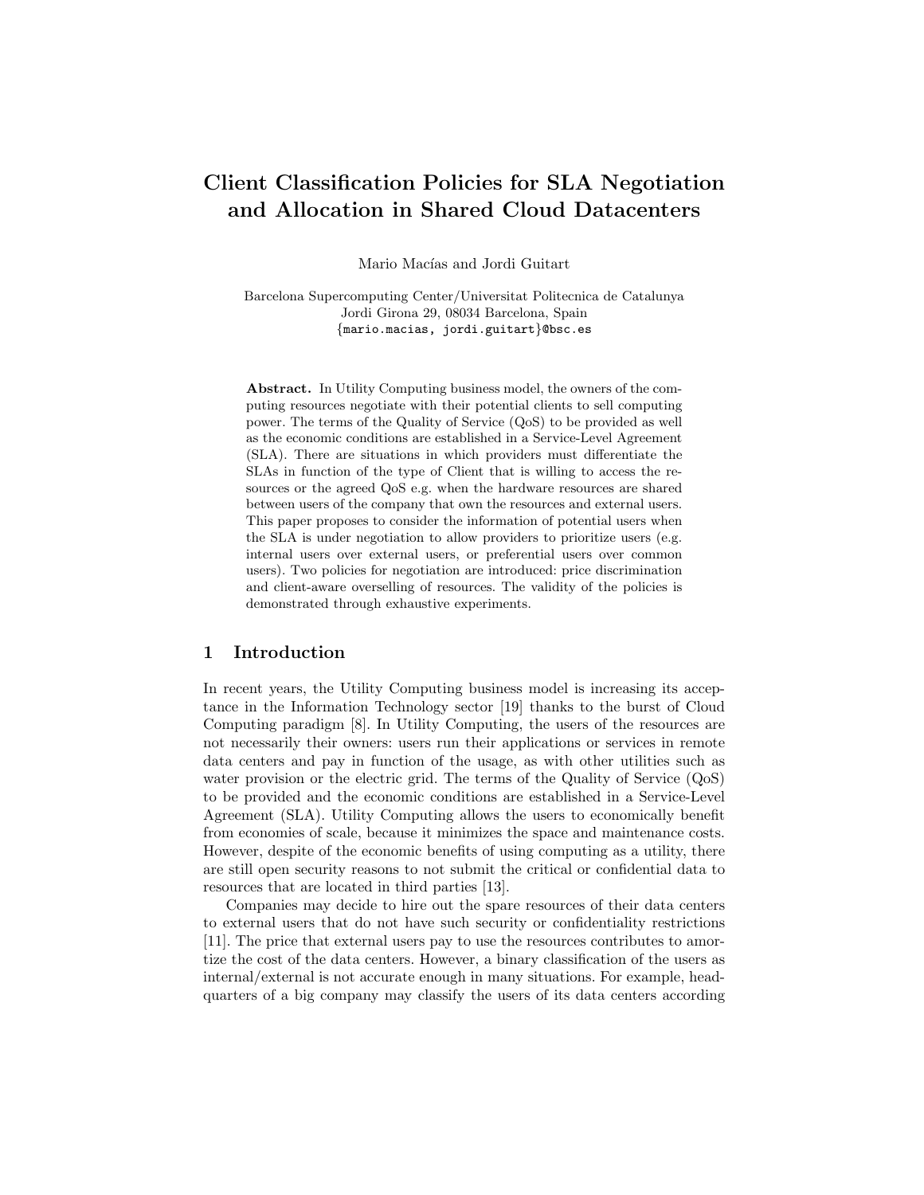# Client Classification Policies for SLA Negotiation and Allocation in Shared Cloud Datacenters

Mario Macías and Jordi Guitart

Barcelona Supercomputing Center/Universitat Politecnica de Catalunya
Jordi Girona 29, 08034 Barcelona, Spain
{mario.macias, jordi.guitart}@bsc.es

**Abstract.** In Utility Computing business model, the owners of the computing resources negotiate with their potential clients to sell computing power. The terms of the Quality of Service (QoS) to be provided as well as the economic conditions are established in a Service-Level Agreement (SLA). There are situations in which providers must differentiate the SLAs in function of the type of Client that is willing to access the resources or the agreed QoS e.g. when the hardware resources are shared between users of the company that own the resources and external users. This paper proposes to consider the information of potential users when the SLA is under negotiation to allow providers to prioritize users (e.g. internal users over external users, or preferential users over common users). Two policies for negotiation are introduced: price discrimination and client-aware overselling of resources. The validity of the policies is demonstrated through exhaustive experiments.

## 1 Introduction

In recent years, the Utility Computing business model is increasing its acceptance in the Information Technology sector [19] thanks to the burst of Cloud Computing paradigm [8]. In Utility Computing, the users of the resources are not necessarily their owners: users run their applications or services in remote data centers and pay in function of the usage, as with other utilities such as water provision or the electric grid. The terms of the Quality of Service (QoS) to be provided and the economic conditions are established in a Service-Level Agreement (SLA). Utility Computing allows the users to economically benefit from economies of scale, because it minimizes the space and maintenance costs. However, despite of the economic benefits of using computing as a utility, there are still open security reasons to not submit the critical or confidential data to resources that are located in third parties [13].

Companies may decide to hire out the spare resources of their data centers to external users that do not have such security or confidentiality restrictions [11]. The price that external users pay to use the resources contributes to amortize the cost of the data centers. However, a binary classification of the users as internal/external is not accurate enough in many situations. For example, headquarters of a big company may classify the users of its data centers according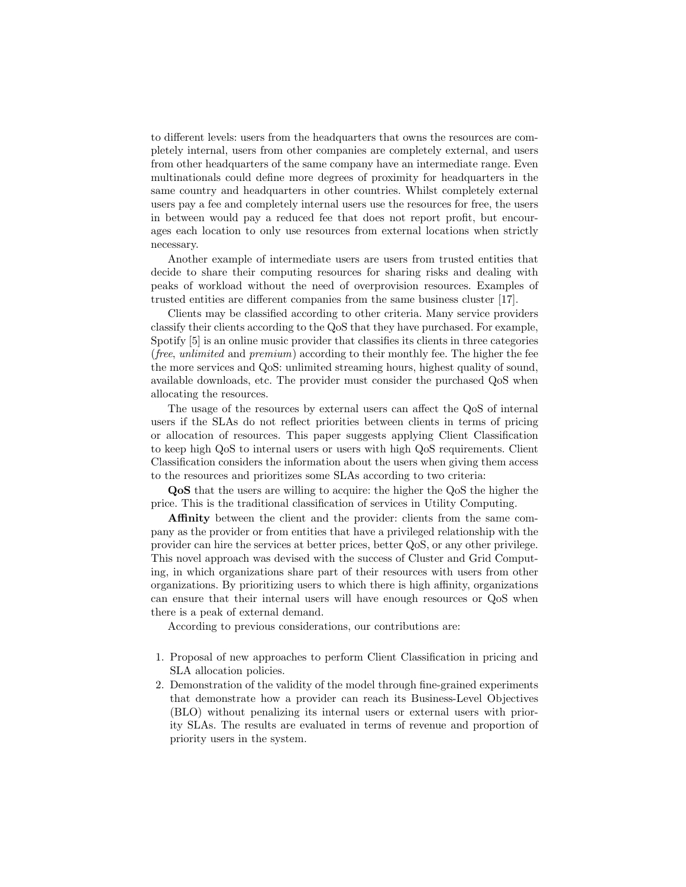to different levels: users from the headquarters that owns the resources are completely internal, users from other companies are completely external, and users from other headquarters of the same company have an intermediate range. Even multinationals could define more degrees of proximity for headquarters in the same country and headquarters in other countries. Whilst completely external users pay a fee and completely internal users use the resources for free, the users in between would pay a reduced fee that does not report profit, but encourages each location to only use resources from external locations when strictly necessary.

Another example of intermediate users are users from trusted entities that decide to share their computing resources for sharing risks and dealing with peaks of workload without the need of overprovision resources. Examples of trusted entities are different companies from the same business cluster [17].

Clients may be classified according to other criteria. Many service providers classify their clients according to the QoS that they have purchased. For example, Spotify [5] is an online music provider that classifies its clients in three categories (*free*, *unlimited* and *premium*) according to their monthly fee. The higher the fee the more services and QoS: unlimited streaming hours, highest quality of sound, available downloads, etc. The provider must consider the purchased QoS when allocating the resources.

The usage of the resources by external users can affect the QoS of internal users if the SLAs do not reflect priorities between clients in terms of pricing or allocation of resources. This paper suggests applying Client Classification to keep high QoS to internal users or users with high QoS requirements. Client Classification considers the information about the users when giving them access to the resources and prioritizes some SLAs according to two criteria:

**QoS** that the users are willing to acquire: the higher the QoS the higher the price. This is the traditional classification of services in Utility Computing.

**Affinity** between the client and the provider: clients from the same company as the provider or from entities that have a privileged relationship with the provider can hire the services at better prices, better QoS, or any other privilege. This novel approach was devised with the success of Cluster and Grid Computing, in which organizations share part of their resources with users from other organizations. By prioritizing users to which there is high affinity, organizations can ensure that their internal users will have enough resources or QoS when there is a peak of external demand.

According to previous considerations, our contributions are:

1. Proposal of new approaches to perform Client Classification in pricing and SLA allocation policies.
2. Demonstration of the validity of the model through fine-grained experiments that demonstrate how a provider can reach its Business-Level Objectives (BLO) without penalizing its internal users or external users with priority SLAs. The results are evaluated in terms of revenue and proportion of priority users in the system.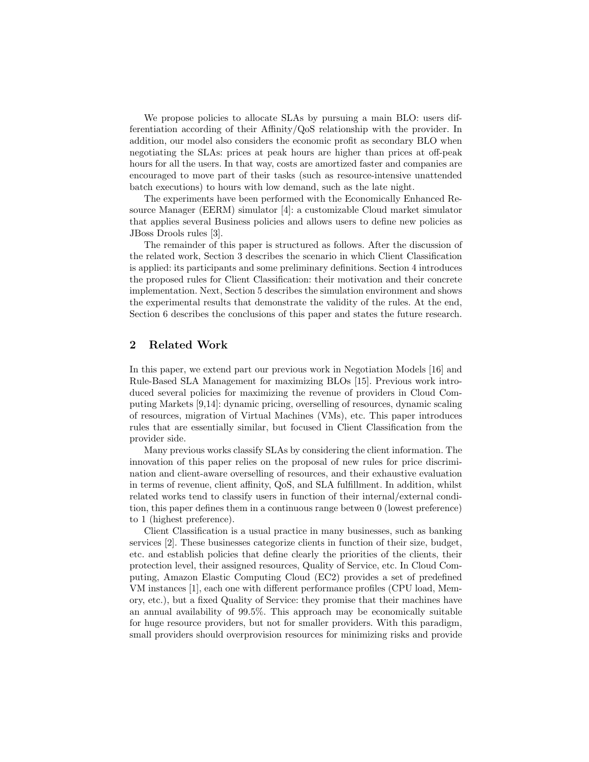We propose policies to allocate SLAs by pursuing a main BLO: users differentiation according of their Affinity/QoS relationship with the provider. In addition, our model also considers the economic profit as secondary BLO when negotiating the SLAs: prices at peak hours are higher than prices at off-peak hours for all the users. In that way, costs are amortized faster and companies are encouraged to move part of their tasks (such as resource-intensive unattended batch executions) to hours with low demand, such as the late night.

The experiments have been performed with the Economically Enhanced Resource Manager (EERM) simulator [4]: a customizable Cloud market simulator that applies several Business policies and allows users to define new policies as JBoss Drools rules [3].

The remainder of this paper is structured as follows. After the discussion of the related work, Section 3 describes the scenario in which Client Classification is applied: its participants and some preliminary definitions. Section 4 introduces the proposed rules for Client Classification: their motivation and their concrete implementation. Next, Section 5 describes the simulation environment and shows the experimental results that demonstrate the validity of the rules. At the end, Section 6 describes the conclusions of this paper and states the future research.

## 2 Related Work

In this paper, we extend part our previous work in Negotiation Models [16] and Rule-Based SLA Management for maximizing BLOs [15]. Previous work introduced several policies for maximizing the revenue of providers in Cloud Computing Markets [9,14]: dynamic pricing, overselling of resources, dynamic scaling of resources, migration of Virtual Machines (VMs), etc. This paper introduces rules that are essentially similar, but focused in Client Classification from the provider side.

Many previous works classify SLAs by considering the client information. The innovation of this paper relies on the proposal of new rules for price discrimination and client-aware overselling of resources, and their exhaustive evaluation in terms of revenue, client affinity, QoS, and SLA fulfillment. In addition, whilst related works tend to classify users in function of their internal/external condition, this paper defines them in a continuous range between 0 (lowest preference) to 1 (highest preference).

Client Classification is a usual practice in many businesses, such as banking services [2]. These businesses categorize clients in function of their size, budget, etc. and establish policies that define clearly the priorities of the clients, their protection level, their assigned resources, Quality of Service, etc. In Cloud Computing, Amazon Elastic Computing Cloud (EC2) provides a set of predefined VM instances [1], each one with different performance profiles (CPU load, Memory, etc.), but a fixed Quality of Service: they promise that their machines have an annual availability of 99.5%. This approach may be economically suitable for huge resource providers, but not for smaller providers. With this paradigm, small providers should overprovision resources for minimizing risks and provide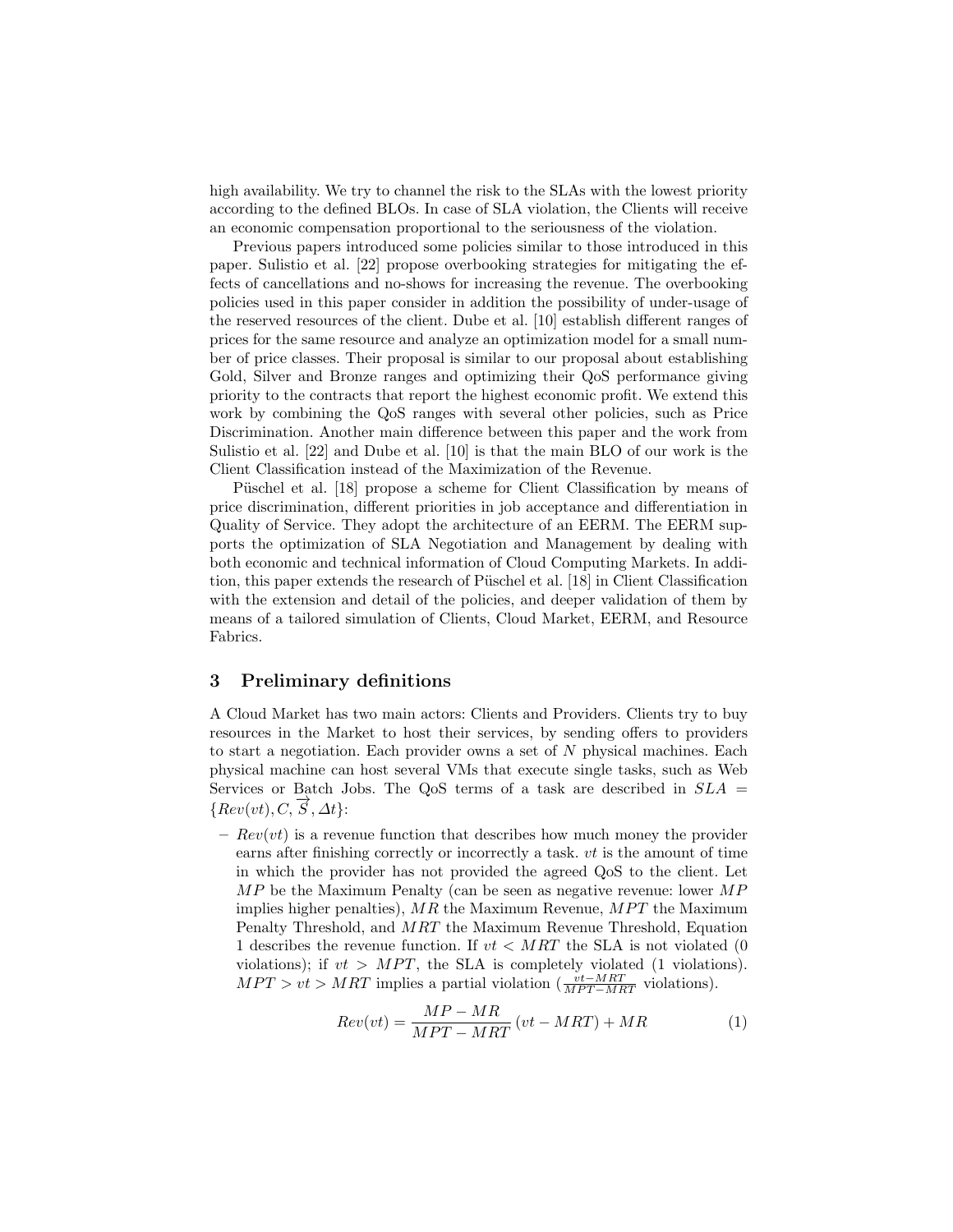high availability. We try to channel the risk to the SLAs with the lowest priority according to the defined BLOs. In case of SLA violation, the Clients will receive an economic compensation proportional to the seriousness of the violation.

Previous papers introduced some policies similar to those introduced in this paper. Sulistio et al. [22] propose overbooking strategies for mitigating the effects of cancellations and no-shows for increasing the revenue. The overbooking policies used in this paper consider in addition the possibility of under-usage of the reserved resources of the client. Dube et al. [10] establish different ranges of prices for the same resource and analyze an optimization model for a small number of price classes. Their proposal is similar to our proposal about establishing Gold, Silver and Bronze ranges and optimizing their QoS performance giving priority to the contracts that report the highest economic profit. We extend this work by combining the QoS ranges with several other policies, such as Price Discrimination. Another main difference between this paper and the work from Sulistio et al. [22] and Dube et al. [10] is that the main BLO of our work is the Client Classification instead of the Maximization of the Revenue.

Püschel et al. [18] propose a scheme for Client Classification by means of price discrimination, different priorities in job acceptance and differentiation in Quality of Service. They adopt the architecture of an EERM. The EERM supports the optimization of SLA Negotiation and Management by dealing with both economic and technical information of Cloud Computing Markets. In addition, this paper extends the research of Püschel et al. [18] in Client Classification with the extension and detail of the policies, and deeper validation of them by means of a tailored simulation of Clients, Cloud Market, EERM, and Resource Fabrics.

## 3 Preliminary definitions

A Cloud Market has two main actors: Clients and Providers. Clients try to buy resources in the Market to host their services, by sending offers to providers to start a negotiation. Each provider owns a set of $N$ physical machines. Each physical machine can host several VMs that execute single tasks, such as Web Services or Batch Jobs. The QoS terms of a task are described in $SLA = \{Rev(vt), C, \overrightarrow{S}, \Delta t\}$:

- $Rev(vt)$ is a revenue function that describes how much money the provider earns after finishing correctly or incorrectly a task. $vt$ is the amount of time in which the provider has not provided the agreed QoS to the client. Let $MP$ be the Maximum Penalty (can be seen as negative revenue: lower $MP$ implies higher penalties), $MR$ the Maximum Revenue, $MPT$ the Maximum Penalty Threshold, and $MRT$ the Maximum Revenue Threshold, Equation 1 describes the revenue function. If $vt < MRT$ the SLA is not violated (0 violations); if $vt > MPT$, the SLA is completely violated (1 violations). $MPT > vt > MRT$ implies a partial violation ($\frac{vt-MRT}{MPT-MRT}$ violations).

$$Rev(vt) = \frac{MP - MR}{MPT - MRT}\,(vt - MRT) + MR \tag{1}$$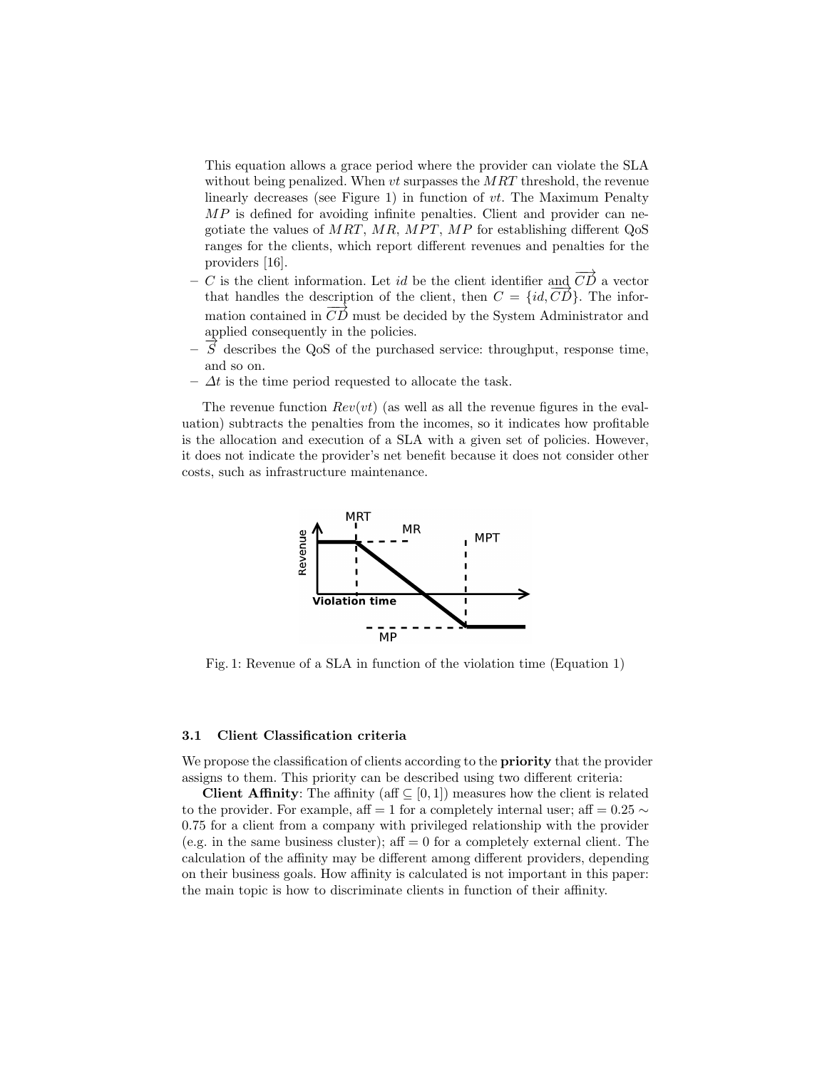This equation allows a grace period where the provider can violate the SLA without being penalized. When $vt$ surpasses the $MRT$ threshold, the revenue linearly decreases (see Figure 1) in function of $vt$. The Maximum Penalty $MP$ is defined for avoiding infinite penalties. Client and provider can negotiate the values of $MRT$, $MR$, $MPT$, $MP$ for establishing different QoS ranges for the clients, which report different revenues and penalties for the providers [16].

- $C$ is the client information. Let $id$ be the client identifier and $\overrightarrow{CD}$ a vector that handles the description of the client, then $C = \{id, \overrightarrow{CD}\}$. The information contained in $\overrightarrow{CD}$ must be decided by the System Administrator and applied consequently in the policies.
- $\overrightarrow{S}$ describes the QoS of the purchased service: throughput, response time, and so on.
- $\Delta t$ is the time period requested to allocate the task.

The revenue function $Rev(vt)$ (as well as all the revenue figures in the evaluation) subtracts the penalties from the incomes, so it indicates how profitable is the allocation and execution of a SLA with a given set of policies. However, it does not indicate the provider's net benefit because it does not consider other costs, such as infrastructure maintenance.

Fig. 1: Revenue of a SLA in function of the violation time (Equation 1)

### 3.1 Client Classification criteria

We propose the classification of clients according to the **priority** that the provider assigns to them. This priority can be described using two different criteria:

**Client Affinity**: The affinity (aff $\subseteq [0, 1]$) measures how the client is related to the provider. For example, aff $= 1$ for a completely internal user; aff $= 0.25 \sim 0.75$ for a client from a company with privileged relationship with the provider (e.g. in the same business cluster); aff $= 0$ for a completely external client. The calculation of the affinity may be different among different providers, depending on their business goals. How affinity is calculated is not important in this paper: the main topic is how to discriminate clients in function of their affinity.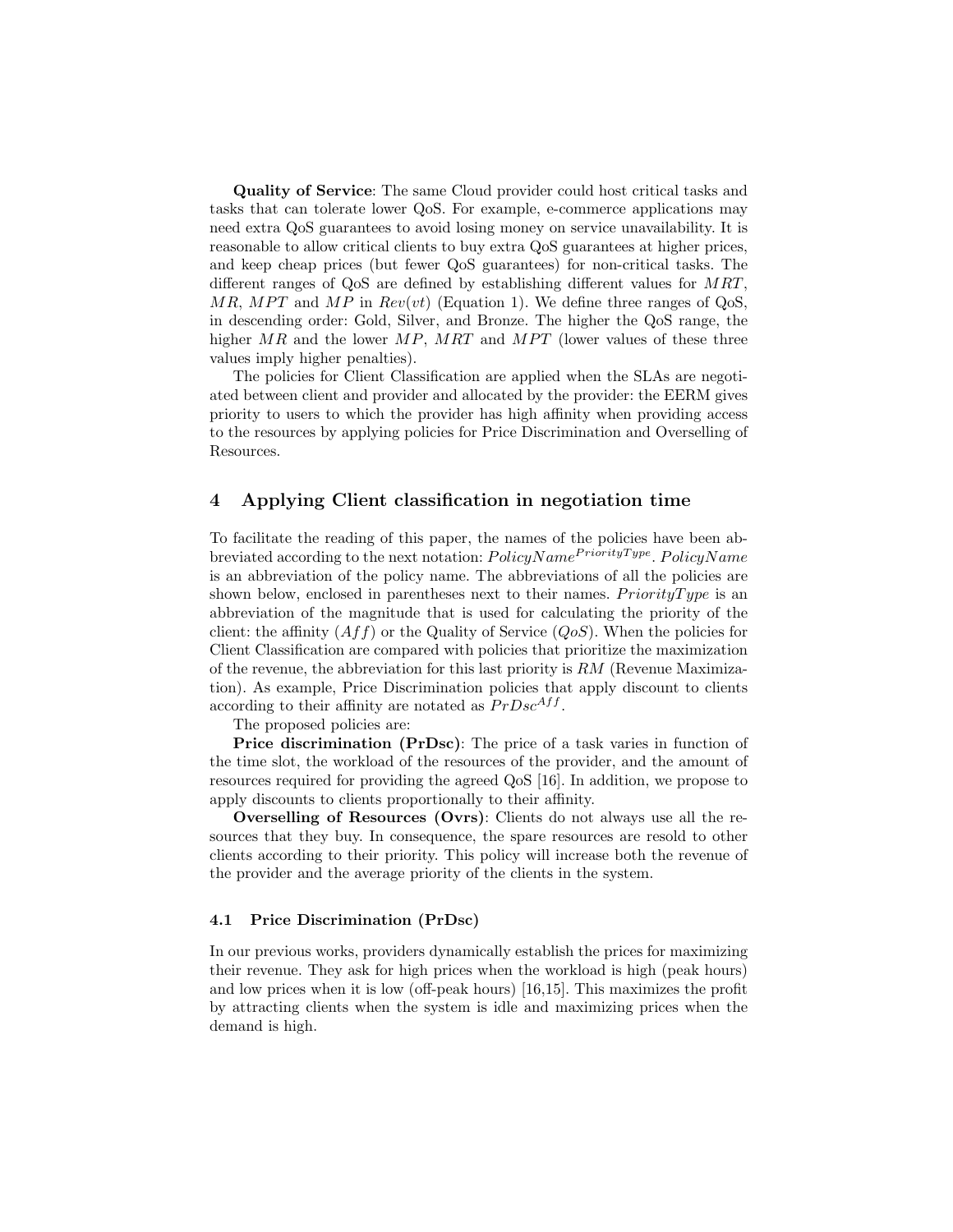**Quality of Service**: The same Cloud provider could host critical tasks and tasks that can tolerate lower QoS. For example, e-commerce applications may need extra QoS guarantees to avoid losing money on service unavailability. It is reasonable to allow critical clients to buy extra QoS guarantees at higher prices, and keep cheap prices (but fewer QoS guarantees) for non-critical tasks. The different ranges of QoS are defined by establishing different values for $MRT$, $MR$, $MPT$ and $MP$ in $Rev(vt)$ (Equation 1). We define three ranges of QoS, in descending order: Gold, Silver, and Bronze. The higher the QoS range, the higher $MR$ and the lower $MP$, $MRT$ and $MPT$ (lower values of these three values imply higher penalties).

The policies for Client Classification are applied when the SLAs are negotiated between client and provider and allocated by the provider: the EERM gives priority to users to which the provider has high affinity when providing access to the resources by applying policies for Price Discrimination and Overselling of Resources.

## 4 Applying Client classification in negotiation time

To facilitate the reading of this paper, the names of the policies have been abbreviated according to the next notation: $PolicyName^{PriorityType}$. $PolicyName$ is an abbreviation of the policy name. The abbreviations of all the policies are shown below, enclosed in parentheses next to their names. $PriorityType$ is an abbreviation of the magnitude that is used for calculating the priority of the client: the affinity ($Aff$) or the Quality of Service ($QoS$). When the policies for Client Classification are compared with policies that prioritize the maximization of the revenue, the abbreviation for this last priority is $RM$ (Revenue Maximization). As example, Price Discrimination policies that apply discount to clients according to their affinity are notated as $PrDsc^{Aff}$.

The proposed policies are:

**Price discrimination (PrDsc)**: The price of a task varies in function of the time slot, the workload of the resources of the provider, and the amount of resources required for providing the agreed QoS [16]. In addition, we propose to apply discounts to clients proportionally to their affinity.

**Overselling of Resources (Ovrs)**: Clients do not always use all the resources that they buy. In consequence, the spare resources are resold to other clients according to their priority. This policy will increase both the revenue of the provider and the average priority of the clients in the system.

### 4.1 Price Discrimination (PrDsc)

In our previous works, providers dynamically establish the prices for maximizing their revenue. They ask for high prices when the workload is high (peak hours) and low prices when it is low (off-peak hours) [16,15]. This maximizes the profit by attracting clients when the system is idle and maximizing prices when the demand is high.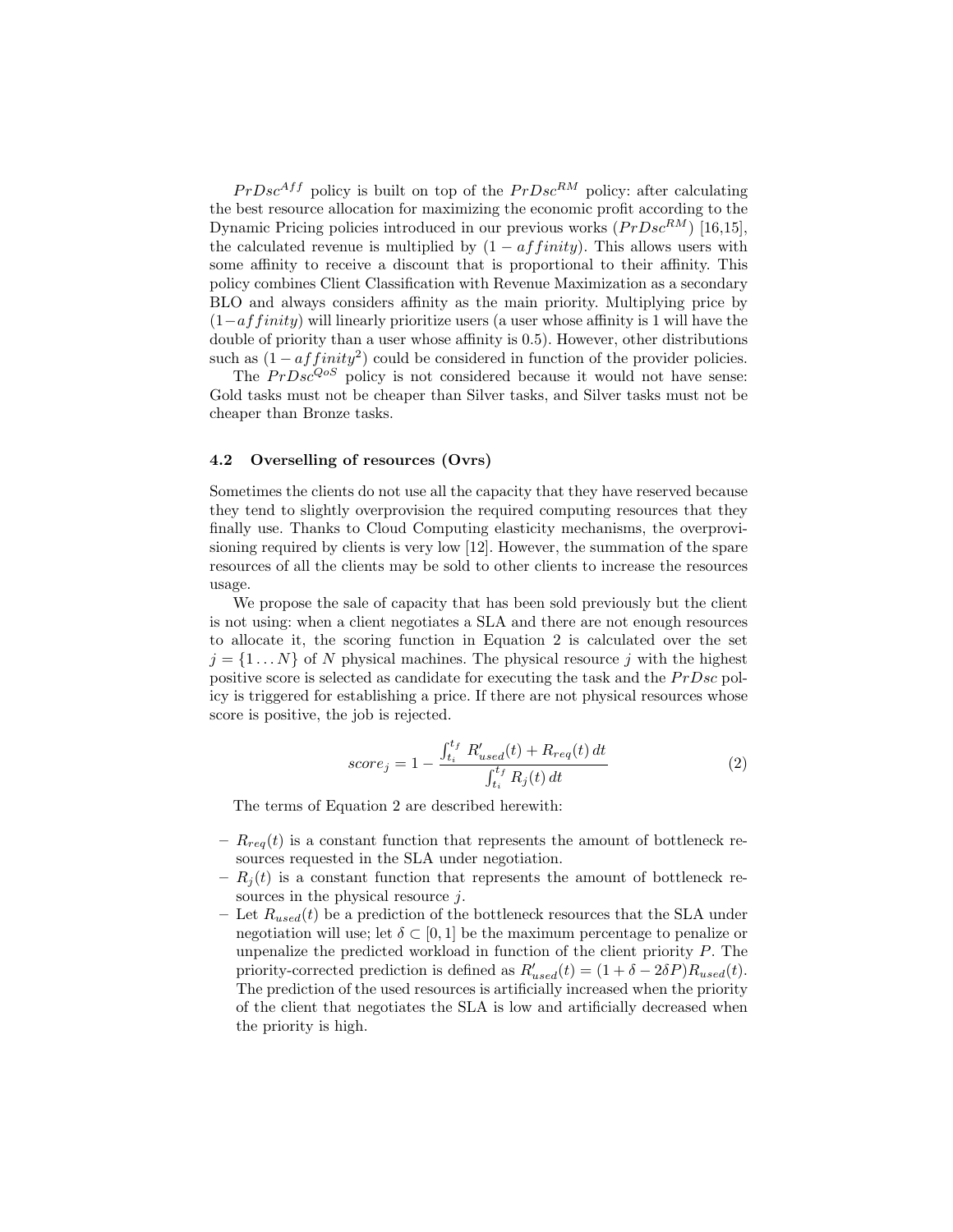$PrDsc^{Aff}$ policy is built on top of the $PrDsc^{RM}$ policy: after calculating the best resource allocation for maximizing the economic profit according to the Dynamic Pricing policies introduced in our previous works ($PrDsc^{RM}$) [16,15], the calculated revenue is multiplied by $(1 - affinity)$. This allows users with some affinity to receive a discount that is proportional to their affinity. This policy combines Client Classification with Revenue Maximization as a secondary BLO and always considers affinity as the main priority. Multiplying price by $(1-affinity)$ will linearly prioritize users (a user whose affinity is 1 will have the double of priority than a user whose affinity is 0.5). However, other distributions such as $(1 - affinity^2)$ could be considered in function of the provider policies.

The $PrDsc^{QoS}$ policy is not considered because it would not have sense: Gold tasks must not be cheaper than Silver tasks, and Silver tasks must not be cheaper than Bronze tasks.

### 4.2 Overselling of resources (Ovrs)

Sometimes the clients do not use all the capacity that they have reserved because they tend to slightly overprovision the required computing resources that they finally use. Thanks to Cloud Computing elasticity mechanisms, the overprovisioning required by clients is very low [12]. However, the summation of the spare resources of all the clients may be sold to other clients to increase the resources usage.

We propose the sale of capacity that has been sold previously but the client is not using: when a client negotiates a SLA and there are not enough resources to allocate it, the scoring function in Equation 2 is calculated over the set $j = \{1 \dots N\}$ of $N$ physical machines. The physical resource $j$ with the highest positive score is selected as candidate for executing the task and the $PrDsc$ policy is triggered for establishing a price. If there are not physical resources whose score is positive, the job is rejected.

$$score_j = 1 - \frac{\int_{t_i}^{t_f} R'_{used}(t) + R_{req}(t)\, dt}{\int_{t_i}^{t_f} R_j(t)\, dt} \tag{2}$$

The terms of Equation 2 are described herewith:

- $R_{req}(t)$ is a constant function that represents the amount of bottleneck resources requested in the SLA under negotiation.
- $R_j(t)$ is a constant function that represents the amount of bottleneck resources in the physical resource $j$.
- Let $R_{used}(t)$ be a prediction of the bottleneck resources that the SLA under negotiation will use; let $\delta \subset [0, 1]$ be the maximum percentage to penalize or unpenalize the predicted workload in function of the client priority $P$. The priority-corrected prediction is defined as $R'_{used}(t) = (1 + \delta - 2\delta P)R_{used}(t)$. The prediction of the used resources is artificially increased when the priority of the client that negotiates the SLA is low and artificially decreased when the priority is high.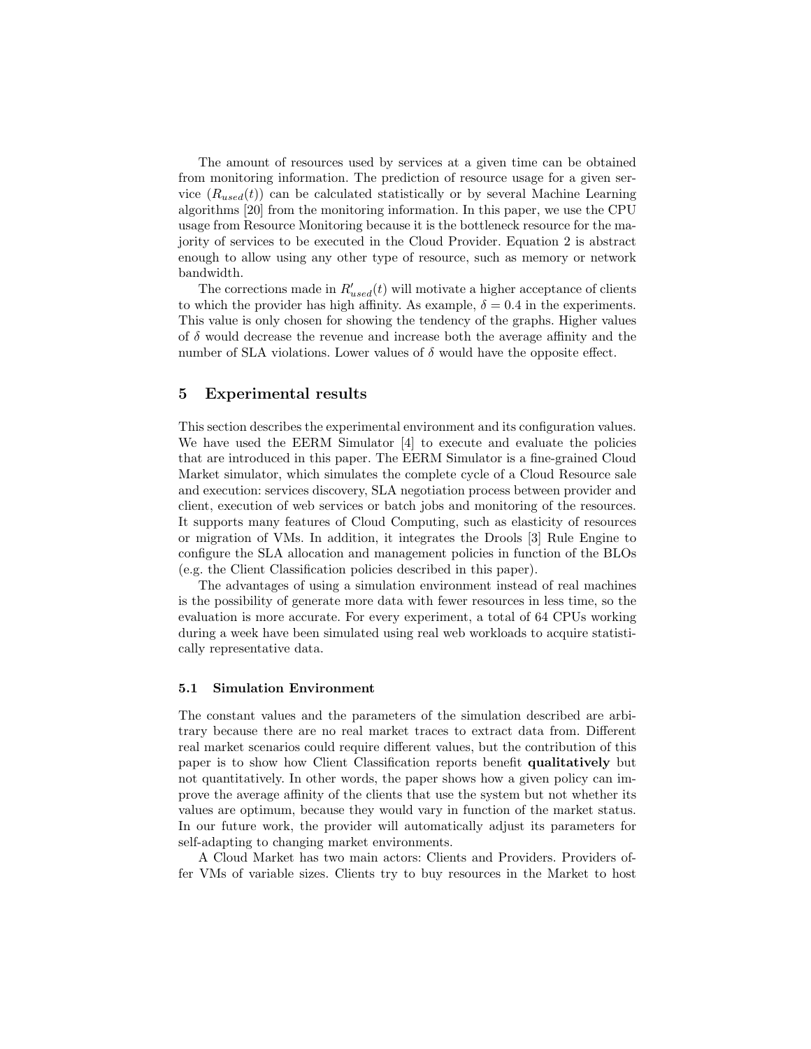The amount of resources used by services at a given time can be obtained from monitoring information. The prediction of resource usage for a given service ($R_{used}(t)$) can be calculated statistically or by several Machine Learning algorithms [20] from the monitoring information. In this paper, we use the CPU usage from Resource Monitoring because it is the bottleneck resource for the majority of services to be executed in the Cloud Provider. Equation 2 is abstract enough to allow using any other type of resource, such as memory or network bandwidth.

The corrections made in $R'_{used}(t)$ will motivate a higher acceptance of clients to which the provider has high affinity. As example, $\delta = 0.4$ in the experiments. This value is only chosen for showing the tendency of the graphs. Higher values of $\delta$ would decrease the revenue and increase both the average affinity and the number of SLA violations. Lower values of $\delta$ would have the opposite effect.

## 5 Experimental results

This section describes the experimental environment and its configuration values. We have used the EERM Simulator [4] to execute and evaluate the policies that are introduced in this paper. The EERM Simulator is a fine-grained Cloud Market simulator, which simulates the complete cycle of a Cloud Resource sale and execution: services discovery, SLA negotiation process between provider and client, execution of web services or batch jobs and monitoring of the resources. It supports many features of Cloud Computing, such as elasticity of resources or migration of VMs. In addition, it integrates the Drools [3] Rule Engine to configure the SLA allocation and management policies in function of the BLOs (e.g. the Client Classification policies described in this paper).

The advantages of using a simulation environment instead of real machines is the possibility of generate more data with fewer resources in less time, so the evaluation is more accurate. For every experiment, a total of 64 CPUs working during a week have been simulated using real web workloads to acquire statistically representative data.

### 5.1 Simulation Environment

The constant values and the parameters of the simulation described are arbitrary because there are no real market traces to extract data from. Different real market scenarios could require different values, but the contribution of this paper is to show how Client Classification reports benefit **qualitatively** but not quantitatively. In other words, the paper shows how a given policy can improve the average affinity of the clients that use the system but not whether its values are optimum, because they would vary in function of the market status. In our future work, the provider will automatically adjust its parameters for self-adapting to changing market environments.

A Cloud Market has two main actors: Clients and Providers. Providers offer VMs of variable sizes. Clients try to buy resources in the Market to host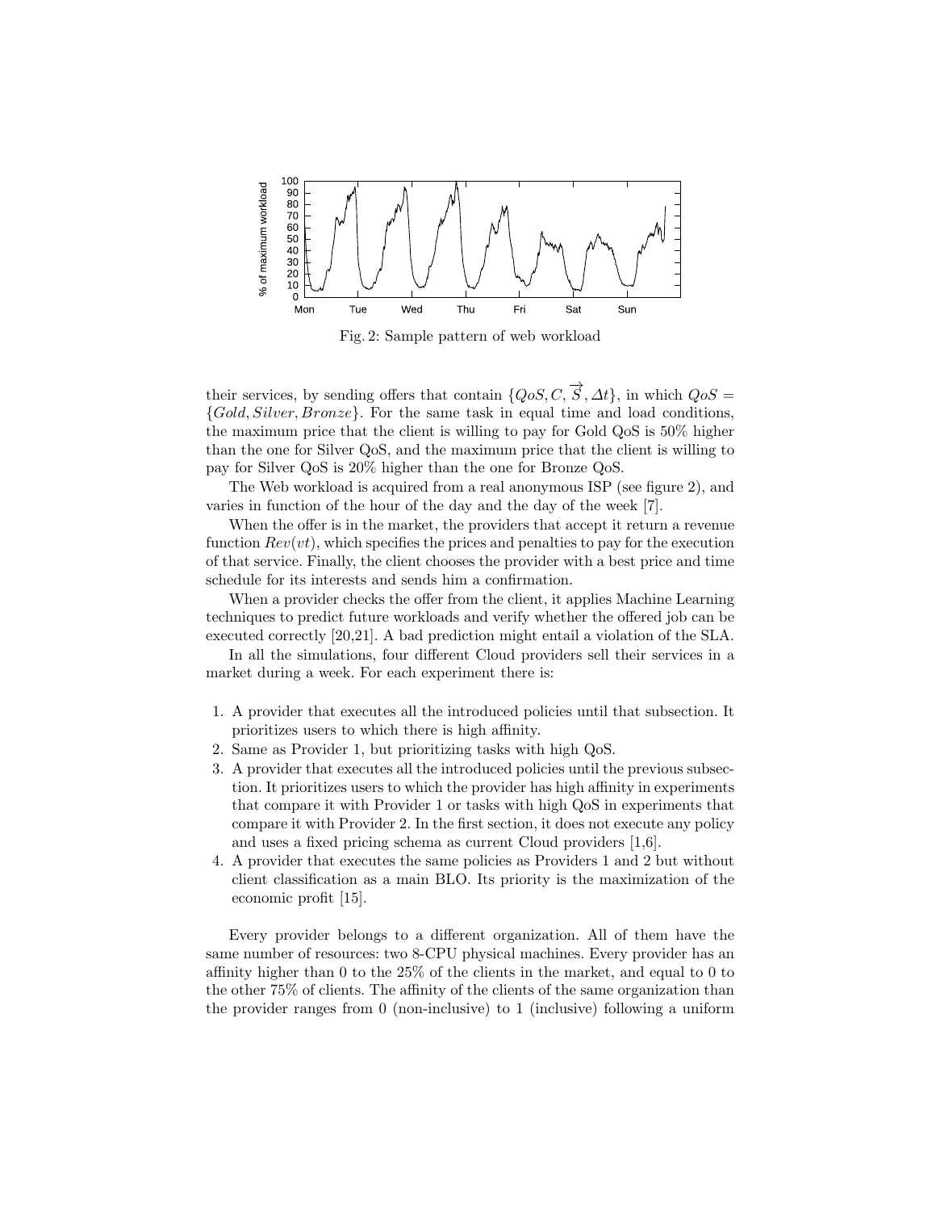Fig. 2: Sample pattern of web workload

their services, by sending offers that contain $\{QoS, C, \overrightarrow{S}, \Delta t\}$, in which $QoS = \{Gold, Silver, Bronze\}$. For the same task in equal time and load conditions, the maximum price that the client is willing to pay for Gold QoS is 50% higher than the one for Silver QoS, and the maximum price that the client is willing to pay for Silver QoS is 20% higher than the one for Bronze QoS.

The Web workload is acquired from a real anonymous ISP (see figure 2), and varies in function of the hour of the day and the day of the week [7].

When the offer is in the market, the providers that accept it return a revenue function $Rev(vt)$, which specifies the prices and penalties to pay for the execution of that service. Finally, the client chooses the provider with a best price and time schedule for its interests and sends him a confirmation.

When a provider checks the offer from the client, it applies Machine Learning techniques to predict future workloads and verify whether the offered job can be executed correctly [20,21]. A bad prediction might entail a violation of the SLA.

In all the simulations, four different Cloud providers sell their services in a market during a week. For each experiment there is:

1. A provider that executes all the introduced policies until that subsection. It prioritizes users to which there is high affinity.
2. Same as Provider 1, but prioritizing tasks with high QoS.
3. A provider that executes all the introduced policies until the previous subsection. It prioritizes users to which the provider has high affinity in experiments that compare it with Provider 1 or tasks with high QoS in experiments that compare it with Provider 2. In the first section, it does not execute any policy and uses a fixed pricing schema as current Cloud providers [1,6].
4. A provider that executes the same policies as Providers 1 and 2 but without client classification as a main BLO. Its priority is the maximization of the economic profit [15].

Every provider belongs to a different organization. All of them have the same number of resources: two 8-CPU physical machines. Every provider has an affinity higher than 0 to the 25% of the clients in the market, and equal to 0 to the other 75% of clients. The affinity of the clients of the same organization than the provider ranges from 0 (non-inclusive) to 1 (inclusive) following a uniform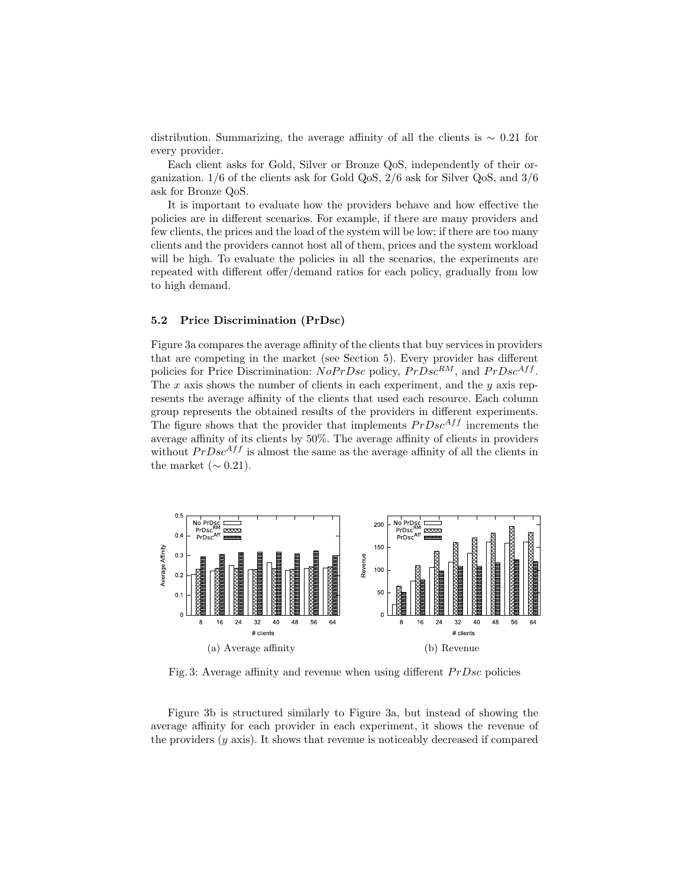distribution. Summarizing, the average affinity of all the clients is $\sim 0.21$ for every provider.

Each client asks for Gold, Silver or Bronze QoS, independently of their organization. 1/6 of the clients ask for Gold QoS, 2/6 ask for Silver QoS, and 3/6 ask for Bronze QoS.

It is important to evaluate how the providers behave and how effective the policies are in different scenarios. For example, if there are many providers and few clients, the prices and the load of the system will be low; if there are too many clients and the providers cannot host all of them, prices and the system workload will be high. To evaluate the policies in all the scenarios, the experiments are repeated with different offer/demand ratios for each policy, gradually from low to high demand.

### 5.2 Price Discrimination (PrDsc)

Figure 3a compares the average affinity of the clients that buy services in providers that are competing in the market (see Section 5). Every provider has different policies for Price Discrimination: $NoPrDsc$ policy, $PrDsc^{RM}$, and $PrDsc^{Aff}$. The $x$ axis shows the number of clients in each experiment, and the $y$ axis represents the average affinity of the clients that used each resource. Each column group represents the obtained results of the providers in different experiments. The figure shows that the provider that implements $PrDsc^{Aff}$ increments the average affinity of its clients by 50%. The average affinity of clients in providers without $PrDsc^{Aff}$ is almost the same as the average affinity of all the clients in the market ($\sim 0.21$).

(a) Average affinity

(b) Revenue

Fig. 3: Average affinity and revenue when using different $PrDsc$ policies

Figure 3b is structured similarly to Figure 3a, but instead of showing the average affinity for each provider in each experiment, it shows the revenue of the providers ($y$ axis). It shows that revenue is noticeably decreased if compared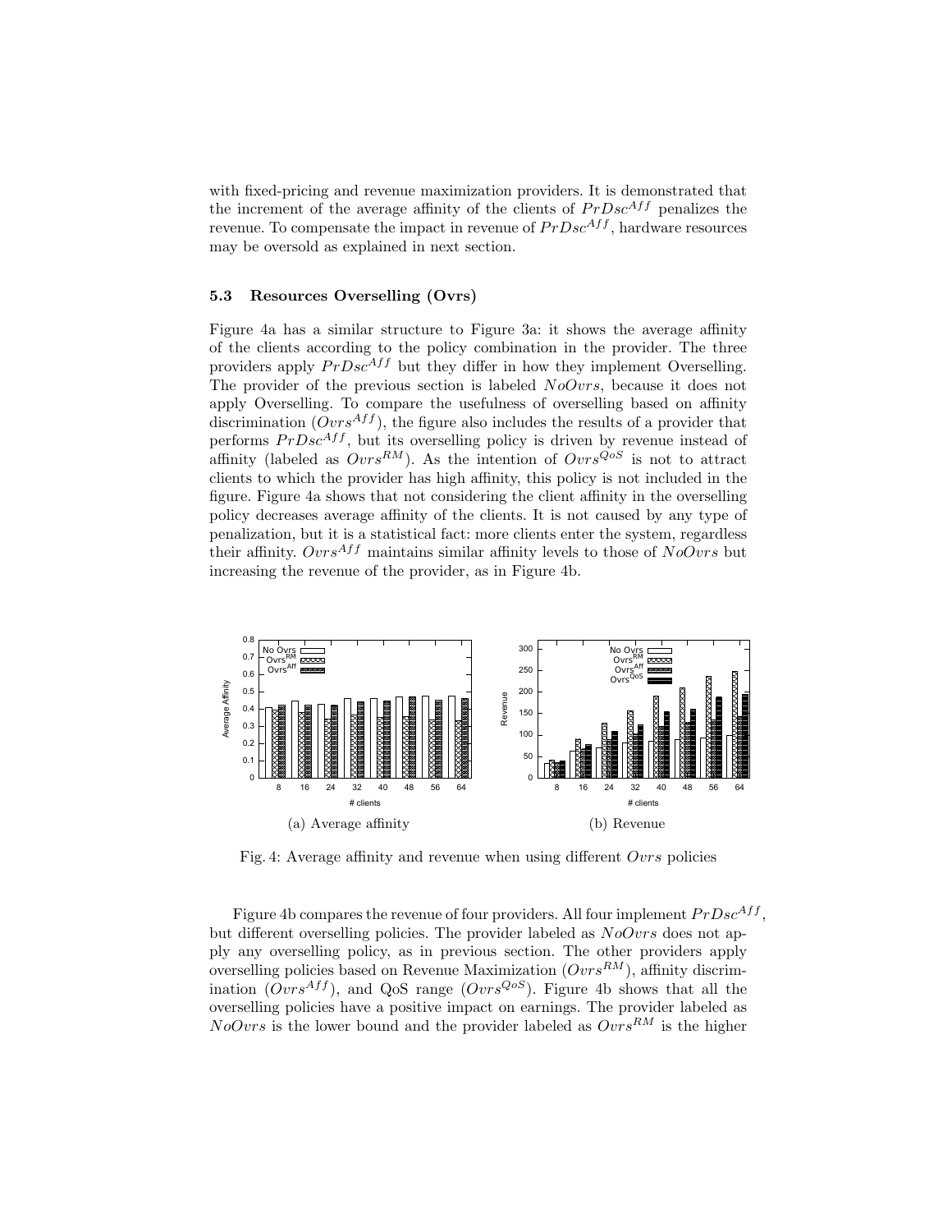with fixed-pricing and revenue maximization providers. It is demonstrated that the increment of the average affinity of the clients of $PrDsc^{Aff}$ penalizes the revenue. To compensate the impact in revenue of $PrDsc^{Aff}$, hardware resources may be oversold as explained in next section.

### 5.3 Resources Overselling (Ovrs)

Figure 4a has a similar structure to Figure 3a: it shows the average affinity of the clients according to the policy combination in the provider. The three providers apply $PrDsc^{Aff}$ but they differ in how they implement Overselling. The provider of the previous section is labeled $NoOvrs$, because it does not apply Overselling. To compare the usefulness of overselling based on affinity discrimination ($Ovrs^{Aff}$), the figure also includes the results of a provider that performs $PrDsc^{Aff}$, but its overselling policy is driven by revenue instead of affinity (labeled as $Ovrs^{RM}$). As the intention of $Ovrs^{QoS}$ is not to attract clients to which the provider has high affinity, this policy is not included in the figure. Figure 4a shows that not considering the client affinity in the overselling policy decreases average affinity of the clients. It is not caused by any type of penalization, but it is a statistical fact: more clients enter the system, regardless their affinity. $Ovrs^{Aff}$ maintains similar affinity levels to those of $NoOvrs$ but increasing the revenue of the provider, as in Figure 4b.

(a) Average affinity

(b) Revenue

Fig. 4: Average affinity and revenue when using different $Ovrs$ policies

Figure 4b compares the revenue of four providers. All four implement $PrDsc^{Aff}$, but different overselling policies. The provider labeled as $NoOvrs$ does not apply any overselling policy, as in previous section. The other providers apply overselling policies based on Revenue Maximization ($Ovrs^{RM}$), affinity discrimination ($Ovrs^{Aff}$), and QoS range ($Ovrs^{QoS}$). Figure 4b shows that all the overselling policies have a positive impact on earnings. The provider labeled as $NoOvrs$ is the lower bound and the provider labeled as $Ovrs^{RM}$ is the higher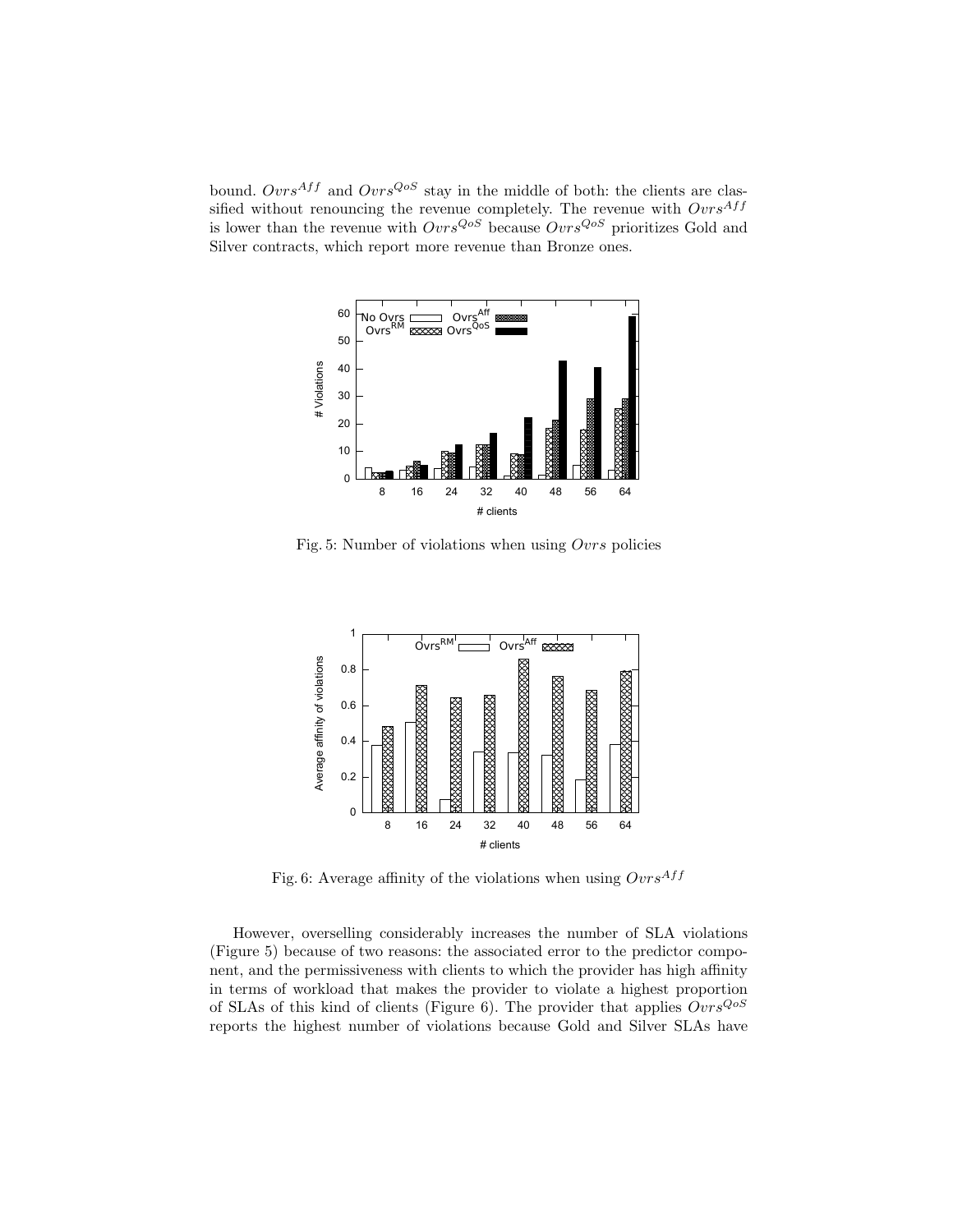bound. $Ovrs^{Aff}$ and $Ovrs^{QoS}$ stay in the middle of both: the clients are classified without renouncing the revenue completely. The revenue with $Ovrs^{Aff}$ is lower than the revenue with $Ovrs^{QoS}$ because $Ovrs^{QoS}$ prioritizes Gold and Silver contracts, which report more revenue than Bronze ones.

Fig. 5: Number of violations when using $Ovrs$ policies

Fig. 6: Average affinity of the violations when using $Ovrs^{Aff}$

However, overselling considerably increases the number of SLA violations (Figure 5) because of two reasons: the associated error to the predictor component, and the permissiveness with clients to which the provider has high affinity in terms of workload that makes the provider to violate a highest proportion of SLAs of this kind of clients (Figure 6). The provider that applies $Ovrs^{QoS}$ reports the highest number of violations because Gold and Silver SLAs have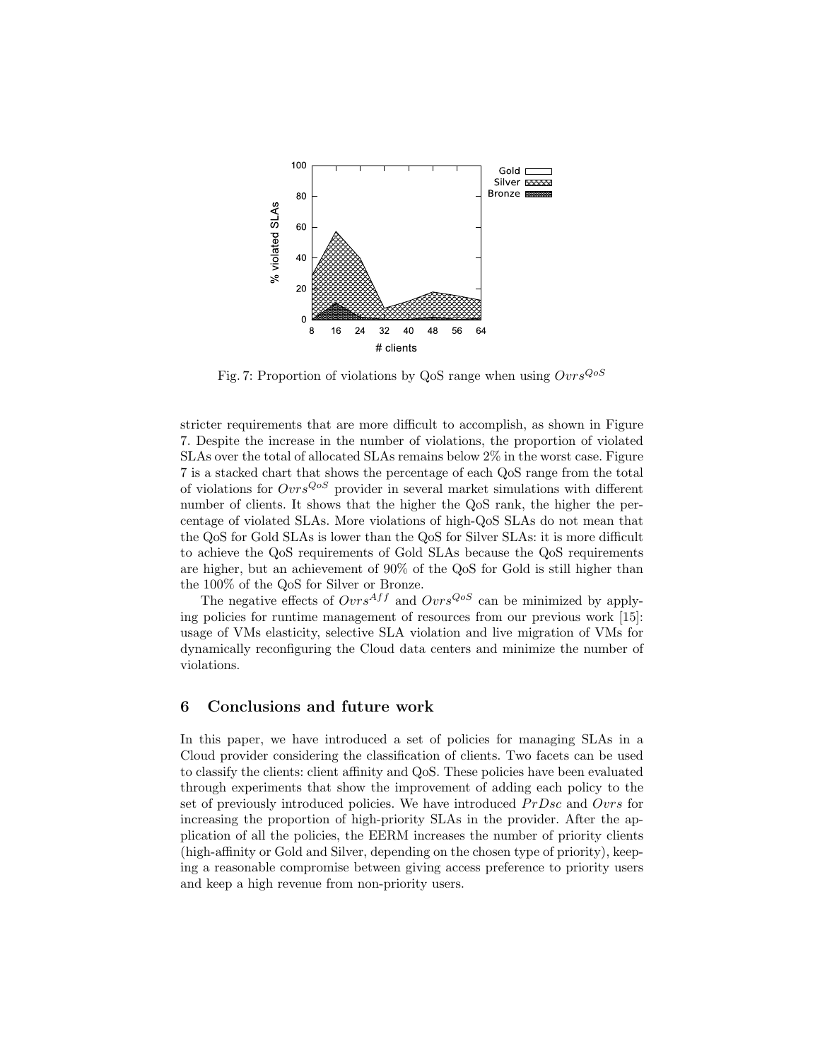Fig. 7: Proportion of violations by QoS range when using $Ovrs^{QoS}$

stricter requirements that are more difficult to accomplish, as shown in Figure 7. Despite the increase in the number of violations, the proportion of violated SLAs over the total of allocated SLAs remains below 2% in the worst case. Figure 7 is a stacked chart that shows the percentage of each QoS range from the total of violations for $Ovrs^{QoS}$ provider in several market simulations with different number of clients. It shows that the higher the QoS rank, the higher the percentage of violated SLAs. More violations of high-QoS SLAs do not mean that the QoS for Gold SLAs is lower than the QoS for Silver SLAs: it is more difficult to achieve the QoS requirements of Gold SLAs because the QoS requirements are higher, but an achievement of 90% of the QoS for Gold is still higher than the 100% of the QoS for Silver or Bronze.

The negative effects of $Ovrs^{Aff}$ and $Ovrs^{QoS}$ can be minimized by applying policies for runtime management of resources from our previous work [15]: usage of VMs elasticity, selective SLA violation and live migration of VMs for dynamically reconfiguring the Cloud data centers and minimize the number of violations.

## 6 Conclusions and future work

In this paper, we have introduced a set of policies for managing SLAs in a Cloud provider considering the classification of clients. Two facets can be used to classify the clients: client affinity and QoS. These policies have been evaluated through experiments that show the improvement of adding each policy to the set of previously introduced policies. We have introduced $PrDsc$ and $Ovrs$ for increasing the proportion of high-priority SLAs in the provider. After the application of all the policies, the EERM increases the number of priority clients (high-affinity or Gold and Silver, depending on the chosen type of priority), keeping a reasonable compromise between giving access preference to priority users and keep a high revenue from non-priority users.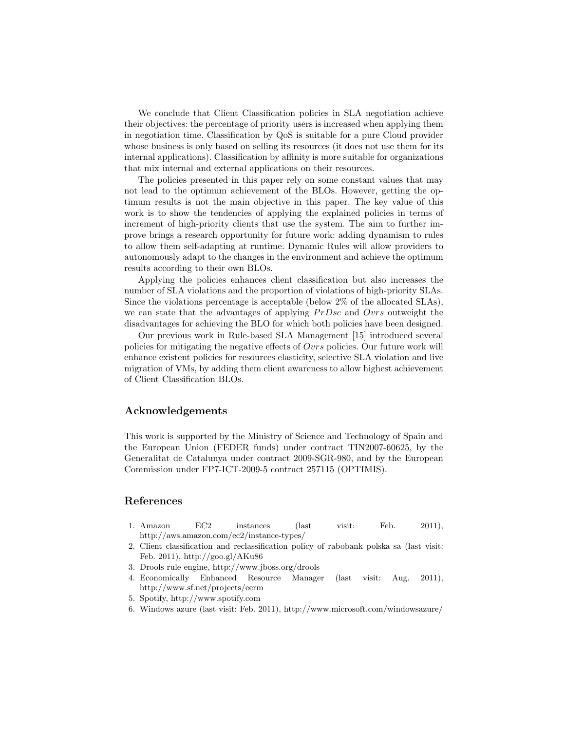We conclude that Client Classification policies in SLA negotiation achieve their objectives: the percentage of priority users is increased when applying them in negotiation time. Classification by QoS is suitable for a pure Cloud provider whose business is only based on selling its resources (it does not use them for its internal applications). Classification by affinity is more suitable for organizations that mix internal and external applications on their resources.

The policies presented in this paper rely on some constant values that may not lead to the optimum achievement of the BLOs. However, getting the optimum results is not the main objective in this paper. The key value of this work is to show the tendencies of applying the explained policies in terms of increment of high-priority clients that use the system. The aim to further improve brings a research opportunity for future work: adding dynamism to rules to allow them self-adapting at runtime. Dynamic Rules will allow providers to autonomously adapt to the changes in the environment and achieve the optimum results according to their own BLOs.

Applying the policies enhances client classification but also increases the number of SLA violations and the proportion of violations of high-priority SLAs. Since the violations percentage is acceptable (below 2% of the allocated SLAs), we can state that the advantages of applying $PrDsc$ and $Ovrs$ outweight the disadvantages for achieving the BLO for which both policies have been designed.

Our previous work in Rule-based SLA Management [15] introduced several policies for mitigating the negative effects of $Ovrs$ policies. Our future work will enhance existent policies for resources elasticity, selective SLA violation and live migration of VMs, by adding them client awareness to allow highest achievement of Client Classification BLOs.

## Acknowledgements

This work is supported by the Ministry of Science and Technology of Spain and the European Union (FEDER funds) under contract TIN2007-60625, by the Generalitat de Catalunya under contract 2009-SGR-980, and by the European Commission under FP7-ICT-2009-5 contract 257115 (OPTIMIS).

## References

1. Amazon EC2 instances (last visit: Feb. 2011), http://aws.amazon.com/ec2/instance-types/
2. Client classification and reclassification policy of rabobank polska sa (last visit: Feb. 2011), http://goo.gl/AKu86
3. Drools rule engine, http://www.jboss.org/drools
4. Economically Enhanced Resource Manager (last visit: Aug. 2011), http://www.sf.net/projects/eerm
5. Spotify, http://www.spotify.com
6. Windows azure (last visit: Feb. 2011), http://www.microsoft.com/windowsazure/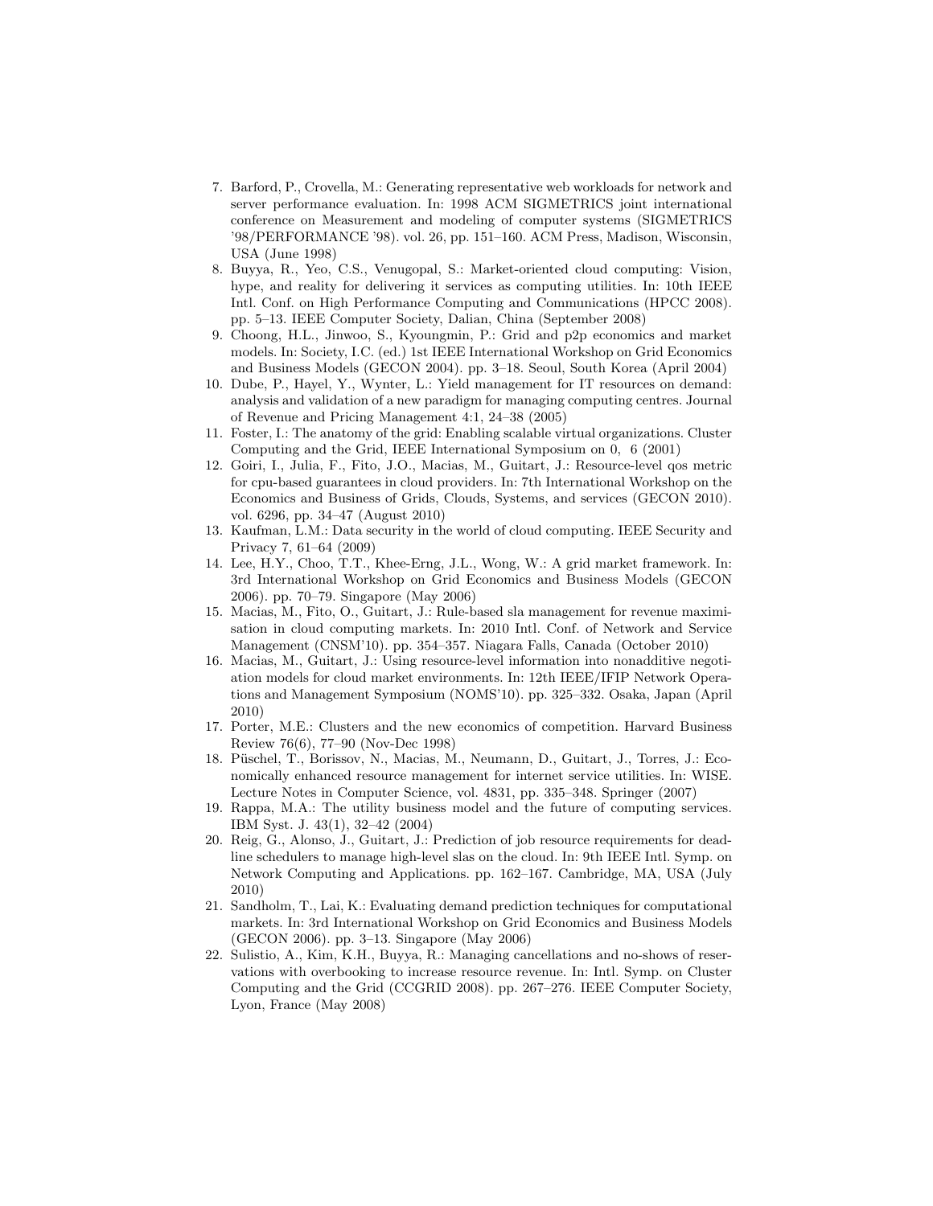7. Barford, P., Crovella, M.: Generating representative web workloads for network and server performance evaluation. In: 1998 ACM SIGMETRICS joint international conference on Measurement and modeling of computer systems (SIGMETRICS '98/PERFORMANCE '98). vol. 26, pp. 151–160. ACM Press, Madison, Wisconsin, USA (June 1998)
8. Buyya, R., Yeo, C.S., Venugopal, S.: Market-oriented cloud computing: Vision, hype, and reality for delivering it services as computing utilities. In: 10th IEEE Intl. Conf. on High Performance Computing and Communications (HPCC 2008). pp. 5–13. IEEE Computer Society, Dalian, China (September 2008)
9. Choong, H.L., Jinwoo, S., Kyoungmin, P.: Grid and p2p economics and market models. In: Society, I.C. (ed.) 1st IEEE International Workshop on Grid Economics and Business Models (GECON 2004). pp. 3–18. Seoul, South Korea (April 2004)
10. Dube, P., Hayel, Y., Wynter, L.: Yield management for IT resources on demand: analysis and validation of a new paradigm for managing computing centres. Journal of Revenue and Pricing Management 4:1, 24–38 (2005)
11. Foster, I.: The anatomy of the grid: Enabling scalable virtual organizations. Cluster Computing and the Grid, IEEE International Symposium on 0, 6 (2001)
12. Goiri, I., Julia, F., Fito, J.O., Macias, M., Guitart, J.: Resource-level qos metric for cpu-based guarantees in cloud providers. In: 7th International Workshop on the Economics and Business of Grids, Clouds, Systems, and services (GECON 2010). vol. 6296, pp. 34–47 (August 2010)
13. Kaufman, L.M.: Data security in the world of cloud computing. IEEE Security and Privacy 7, 61–64 (2009)
14. Lee, H.Y., Choo, T.T., Khee-Erng, J.L., Wong, W.: A grid market framework. In: 3rd International Workshop on Grid Economics and Business Models (GECON 2006). pp. 70–79. Singapore (May 2006)
15. Macias, M., Fito, O., Guitart, J.: Rule-based sla management for revenue maximisation in cloud computing markets. In: 2010 Intl. Conf. of Network and Service Management (CNSM'10). pp. 354–357. Niagara Falls, Canada (October 2010)
16. Macias, M., Guitart, J.: Using resource-level information into nonadditive negotiation models for cloud market environments. In: 12th IEEE/IFIP Network Operations and Management Symposium (NOMS'10). pp. 325–332. Osaka, Japan (April 2010)
17. Porter, M.E.: Clusters and the new economics of competition. Harvard Business Review 76(6), 77–90 (Nov-Dec 1998)
18. Püschel, T., Borissov, N., Macias, M., Neumann, D., Guitart, J., Torres, J.: Economically enhanced resource management for internet service utilities. In: WISE. Lecture Notes in Computer Science, vol. 4831, pp. 335–348. Springer (2007)
19. Rappa, M.A.: The utility business model and the future of computing services. IBM Syst. J. 43(1), 32–42 (2004)
20. Reig, G., Alonso, J., Guitart, J.: Prediction of job resource requirements for deadline schedulers to manage high-level slas on the cloud. In: 9th IEEE Intl. Symp. on Network Computing and Applications. pp. 162–167. Cambridge, MA, USA (July 2010)
21. Sandholm, T., Lai, K.: Evaluating demand prediction techniques for computational markets. In: 3rd International Workshop on Grid Economics and Business Models (GECON 2006). pp. 3–13. Singapore (May 2006)
22. Sulistio, A., Kim, K.H., Buyya, R.: Managing cancellations and no-shows of reservations with overbooking to increase resource revenue. In: Intl. Symp. on Cluster Computing and the Grid (CCGRID 2008). pp. 267–276. IEEE Computer Society, Lyon, France (May 2008)